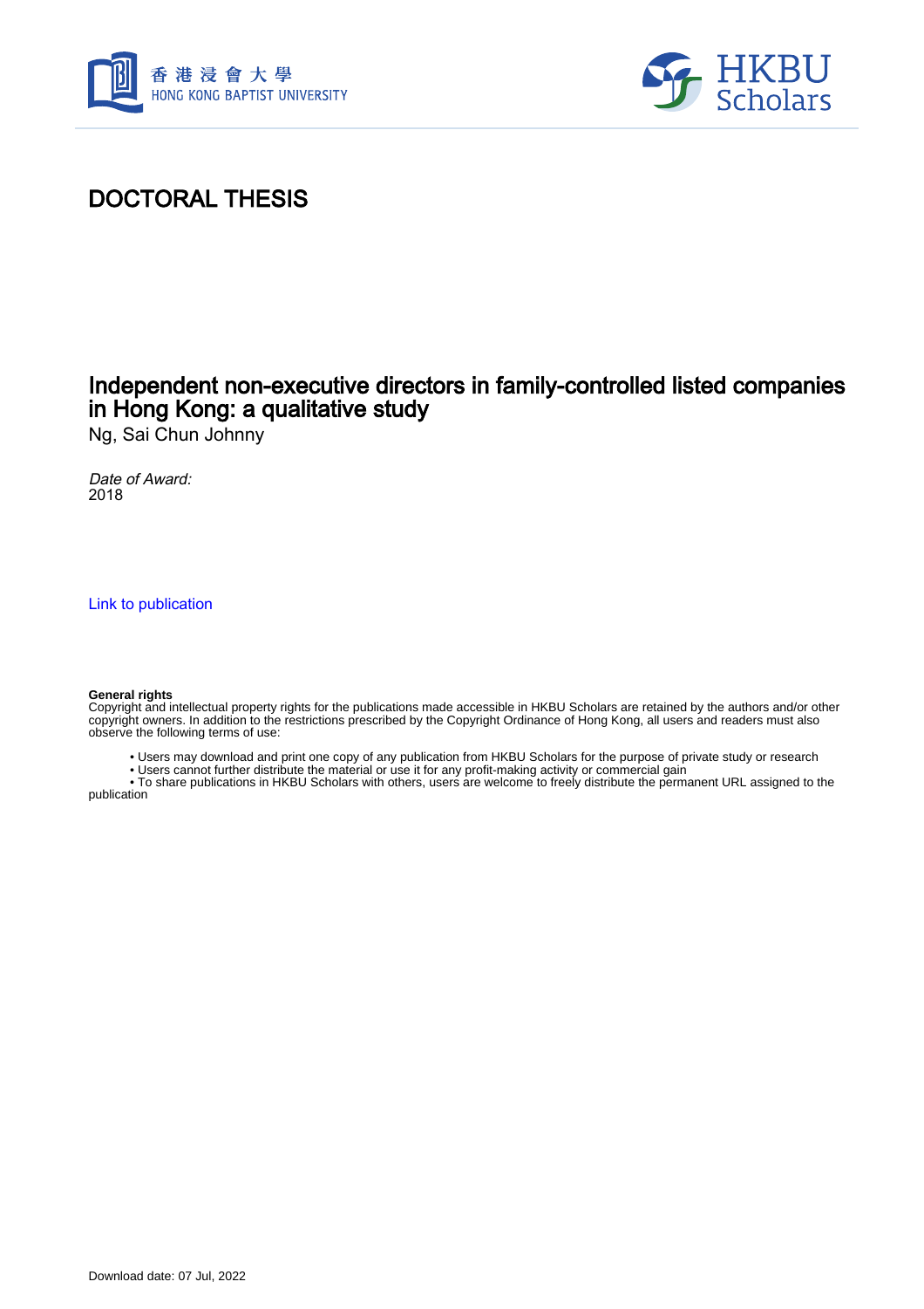# DOCTORAL THESIS

## Independent non-executive directors in family-controlled listed companies in Hong Kong: a qualitative study

Ng, Sai Chun Johnny

*Date of Award:*
2018

Link to publication

**General rights**
Copyright and intellectual property rights for the publications made accessible in HKBU Scholars are retained by the authors and/or other copyright owners. In addition to the restrictions prescribed by the Copyright Ordinance of Hong Kong, all users and readers must also observe the following terms of use:

- Users may download and print one copy of any publication from HKBU Scholars for the purpose of private study or research
- Users cannot further distribute the material or use it for any profit-making activity or commercial gain
- To share publications in HKBU Scholars with others, users are welcome to freely distribute the permanent URL assigned to the publication

Download date: 07 Jul, 2022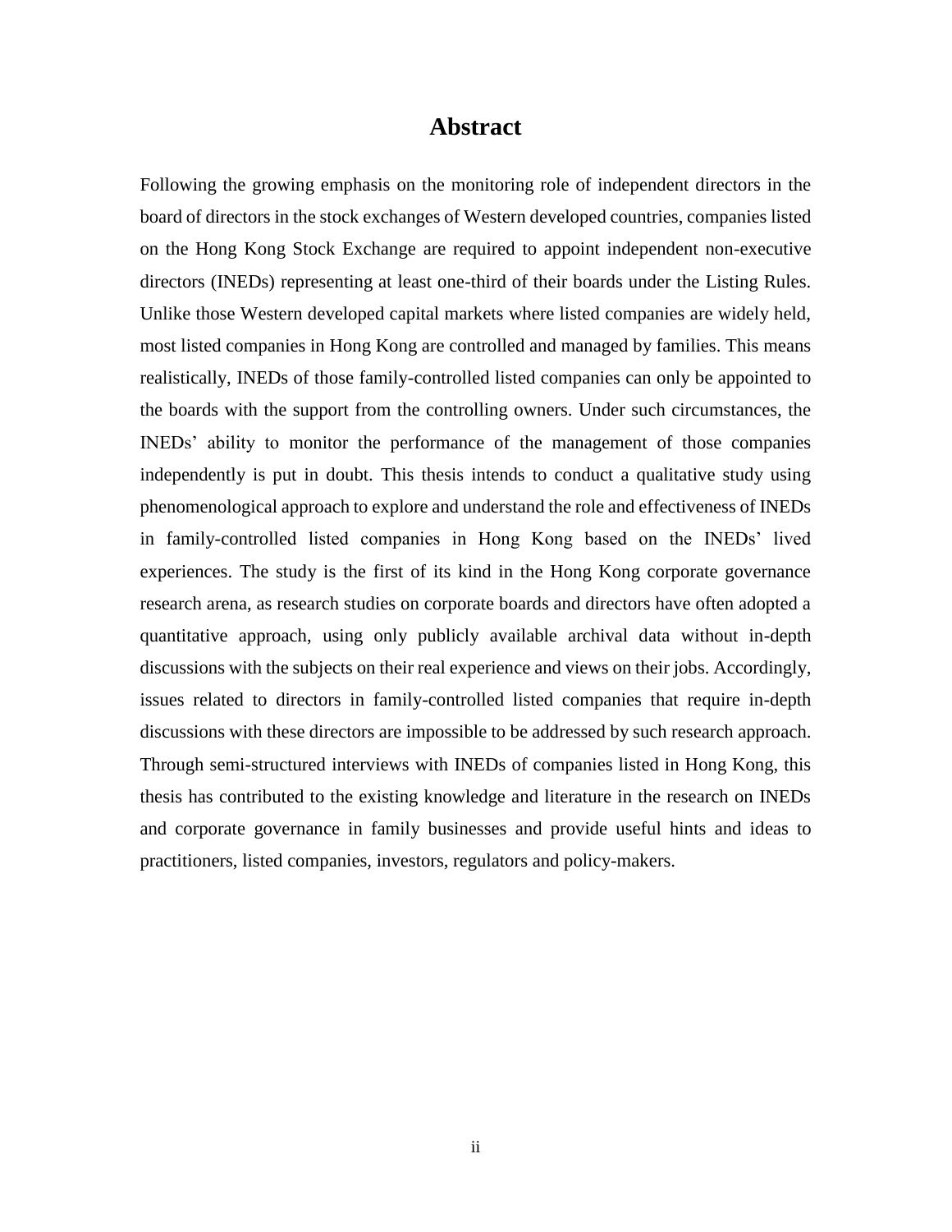# Abstract

Following the growing emphasis on the monitoring role of independent directors in the board of directors in the stock exchanges of Western developed countries, companies listed on the Hong Kong Stock Exchange are required to appoint independent non-executive directors (INEDs) representing at least one-third of their boards under the Listing Rules. Unlike those Western developed capital markets where listed companies are widely held, most listed companies in Hong Kong are controlled and managed by families. This means realistically, INEDs of those family-controlled listed companies can only be appointed to the boards with the support from the controlling owners. Under such circumstances, the INEDs' ability to monitor the performance of the management of those companies independently is put in doubt. This thesis intends to conduct a qualitative study using phenomenological approach to explore and understand the role and effectiveness of INEDs in family-controlled listed companies in Hong Kong based on the INEDs' lived experiences. The study is the first of its kind in the Hong Kong corporate governance research arena, as research studies on corporate boards and directors have often adopted a quantitative approach, using only publicly available archival data without in-depth discussions with the subjects on their real experience and views on their jobs. Accordingly, issues related to directors in family-controlled listed companies that require in-depth discussions with these directors are impossible to be addressed by such research approach. Through semi-structured interviews with INEDs of companies listed in Hong Kong, this thesis has contributed to the existing knowledge and literature in the research on INEDs and corporate governance in family businesses and provide useful hints and ideas to practitioners, listed companies, investors, regulators and policy-makers.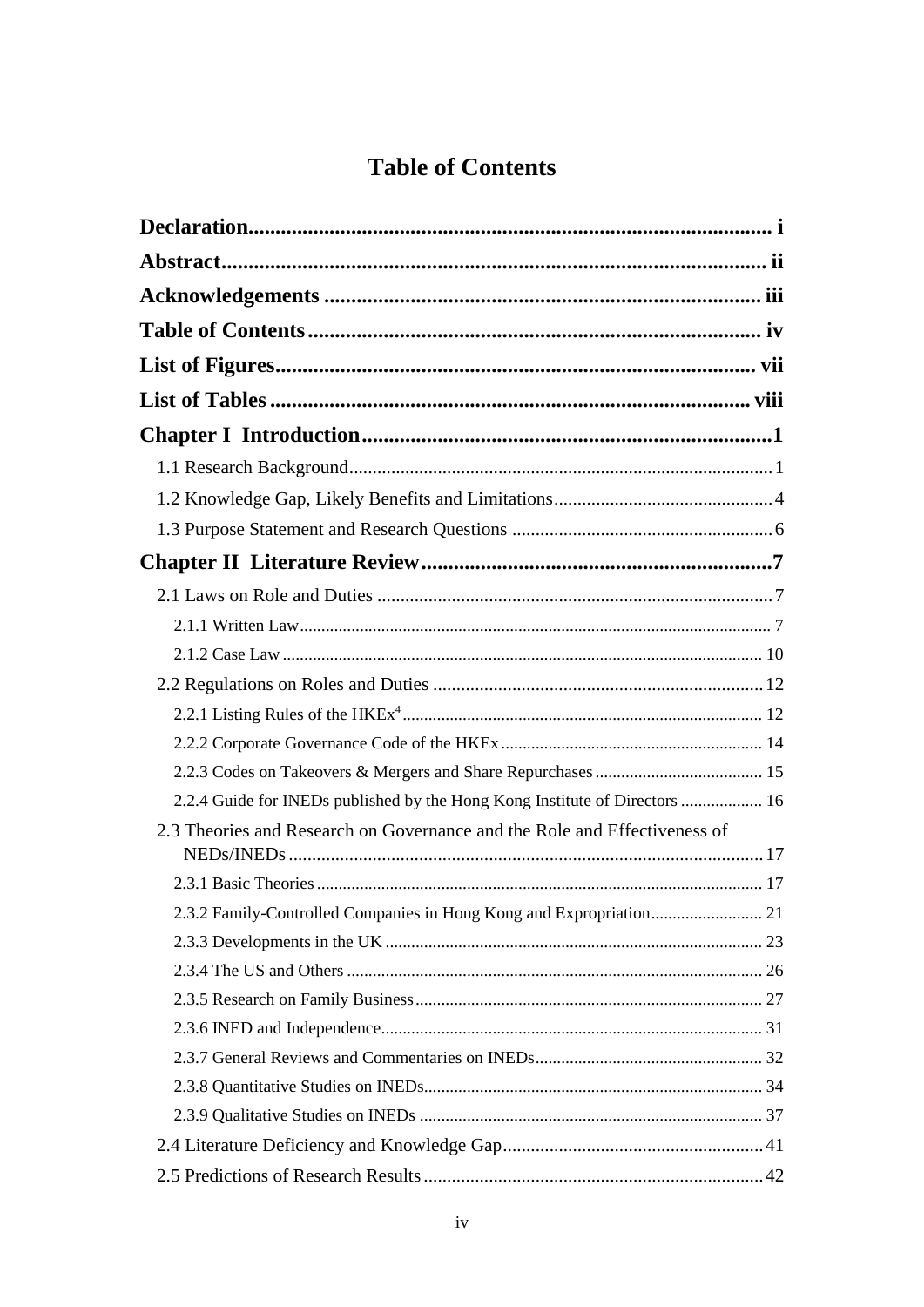# Table of Contents

**Declaration** ..... i

**Abstract** ..... ii

**Acknowledgements** ..... iii

**Table of Contents** ..... iv

**List of Figures** ..... vii

**List of Tables** ..... viii

**Chapter I Introduction** ..... 1

- 1.1 Research Background ..... 1
- 1.2 Knowledge Gap, Likely Benefits and Limitations ..... 4
- 1.3 Purpose Statement and Research Questions ..... 6

**Chapter II Literature Review** ..... 7

- 2.1 Laws on Role and Duties ..... 7
  - 2.1.1 Written Law ..... 7
  - 2.1.2 Case Law ..... 10
- 2.2 Regulations on Roles and Duties ..... 12
  - 2.2.1 Listing Rules of the HKEx[4] ..... 12
  - 2.2.2 Corporate Governance Code of the HKEx ..... 14
  - 2.2.3 Codes on Takeovers & Mergers and Share Repurchases ..... 15
  - 2.2.4 Guide for INEDs published by the Hong Kong Institute of Directors ..... 16
- 2.3 Theories and Research on Governance and the Role and Effectiveness of NEDs/INEDs ..... 17
  - 2.3.1 Basic Theories ..... 17
  - 2.3.2 Family-Controlled Companies in Hong Kong and Expropriation ..... 21
  - 2.3.3 Developments in the UK ..... 23
  - 2.3.4 The US and Others ..... 26
  - 2.3.5 Research on Family Business ..... 27
  - 2.3.6 INED and Independence ..... 31
  - 2.3.7 General Reviews and Commentaries on INEDs ..... 32
  - 2.3.8 Quantitative Studies on INEDs ..... 34
  - 2.3.9 Qualitative Studies on INEDs ..... 37
- 2.4 Literature Deficiency and Knowledge Gap ..... 41
- 2.5 Predictions of Research Results ..... 42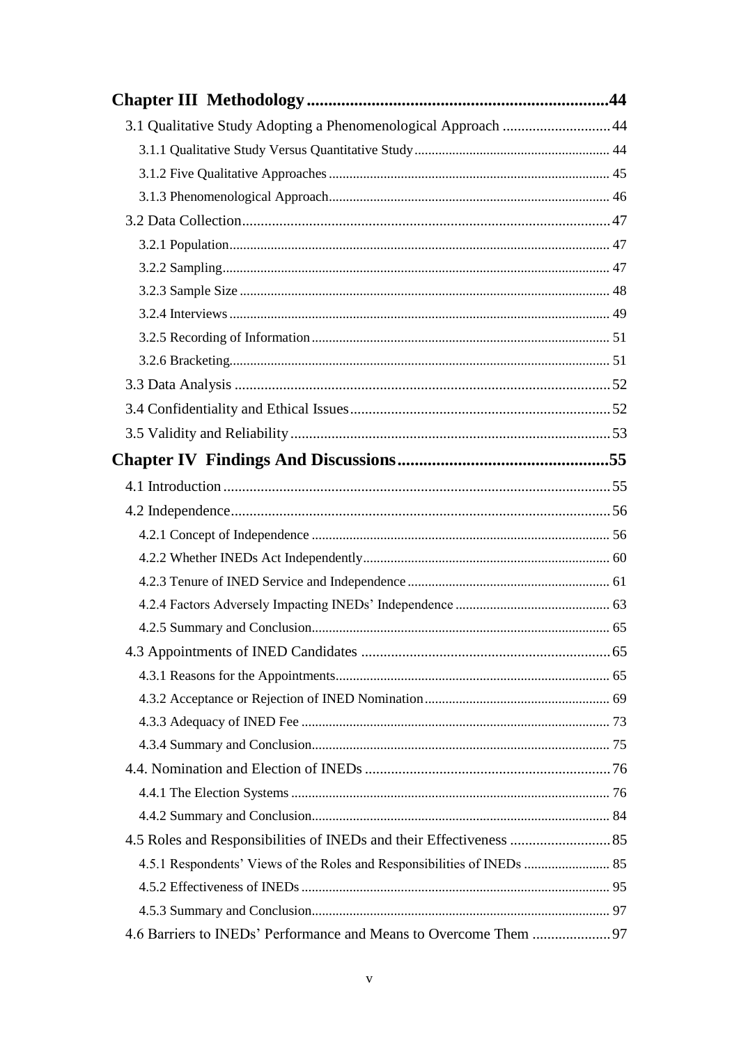**Chapter III Methodology ........................................................................ 44**

3.1 Qualitative Study Adopting a Phenomenological Approach ............................ 44

3.1.1 Qualitative Study Versus Quantitative Study ......................................................... 44

3.1.2 Five Qualitative Approaches ................................................................................. 45

3.1.3 Phenomenological Approach ................................................................................. 46

3.2 Data Collection ..................................................................................................... 47

3.2.1 Population ............................................................................................................. 47

3.2.2 Sampling ................................................................................................................ 47

3.2.3 Sample Size ........................................................................................................... 48

3.2.4 Interviews .............................................................................................................. 49

3.2.5 Recording of Information ...................................................................................... 51

3.2.6 Bracketing ............................................................................................................. 51

3.3 Data Analysis ........................................................................................................ 52

3.4 Confidentiality and Ethical Issues ........................................................................ 52

3.5 Validity and Reliability ......................................................................................... 53

**Chapter IV Findings And Discussions ................................................ 55**

4.1 Introduction ........................................................................................................... 55

4.2 Independence ......................................................................................................... 56

4.2.1 Concept of Independence ...................................................................................... 56

4.2.2 Whether INEDs Act Independently ....................................................................... 60

4.2.3 Tenure of INED Service and Independence ........................................................... 61

4.2.4 Factors Adversely Impacting INEDs' Independence ............................................. 63

4.2.5 Summary and Conclusion ...................................................................................... 65

4.3 Appointments of INED Candidates ...................................................................... 65

4.3.1 Reasons for the Appointments ............................................................................... 65

4.3.2 Acceptance or Rejection of INED Nomination ...................................................... 69

4.3.3 Adequacy of INED Fee ......................................................................................... 73

4.3.4 Summary and Conclusion ...................................................................................... 75

4.4. Nomination and Election of INEDs ..................................................................... 76

4.4.1 The Election Systems ............................................................................................ 76

4.4.2 Summary and Conclusion ...................................................................................... 84

4.5 Roles and Responsibilities of INEDs and their Effectiveness ............................. 85

4.5.1 Respondents' Views of the Roles and Responsibilities of INEDs ......................... 85

4.5.2 Effectiveness of INEDs ......................................................................................... 95

4.5.3 Summary and Conclusion ...................................................................................... 97

4.6 Barriers to INEDs' Performance and Means to Overcome Them ..................... 97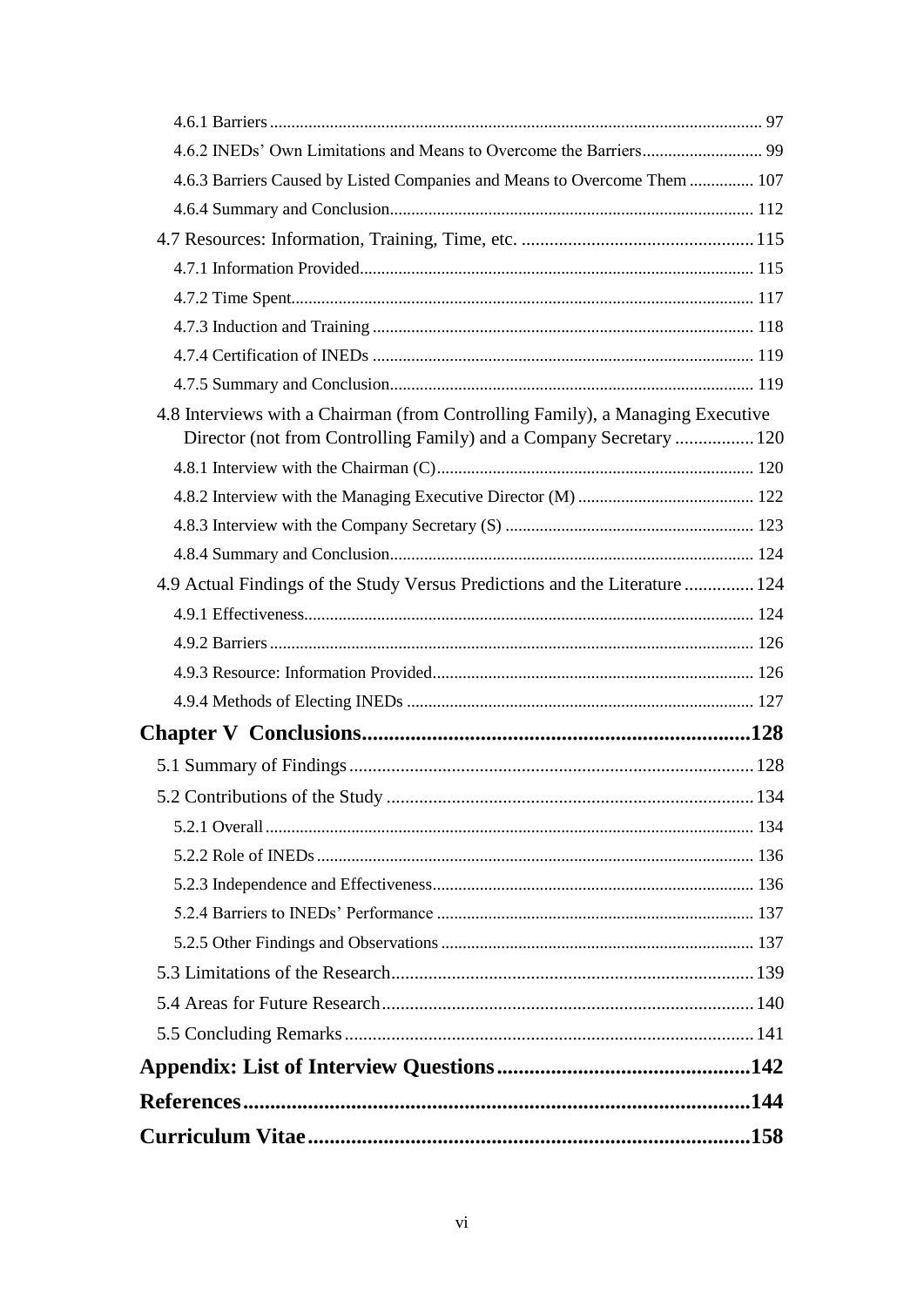4.6.1 Barriers ..... 97

4.6.2 INEDs' Own Limitations and Means to Overcome the Barriers ..... 99

4.6.3 Barriers Caused by Listed Companies and Means to Overcome Them ..... 107

4.6.4 Summary and Conclusion ..... 112

4.7 Resources: Information, Training, Time, etc. ..... 115

4.7.1 Information Provided ..... 115

4.7.2 Time Spent ..... 117

4.7.3 Induction and Training ..... 118

4.7.4 Certification of INEDs ..... 119

4.7.5 Summary and Conclusion ..... 119

4.8 Interviews with a Chairman (from Controlling Family), a Managing Executive Director (not from Controlling Family) and a Company Secretary ..... 120

4.8.1 Interview with the Chairman (C) ..... 120

4.8.2 Interview with the Managing Executive Director (M) ..... 122

4.8.3 Interview with the Company Secretary (S) ..... 123

4.8.4 Summary and Conclusion ..... 124

4.9 Actual Findings of the Study Versus Predictions and the Literature ..... 124

4.9.1 Effectiveness ..... 124

4.9.2 Barriers ..... 126

4.9.3 Resource: Information Provided ..... 126

4.9.4 Methods of Electing INEDs ..... 127

**Chapter V Conclusions ..... 128**

5.1 Summary of Findings ..... 128

5.2 Contributions of the Study ..... 134

5.2.1 Overall ..... 134

5.2.2 Role of INEDs ..... 136

5.2.3 Independence and Effectiveness ..... 136

5.2.4 Barriers to INEDs' Performance ..... 137

5.2.5 Other Findings and Observations ..... 137

5.3 Limitations of the Research ..... 139

5.4 Areas for Future Research ..... 140

5.5 Concluding Remarks ..... 141

**Appendix: List of Interview Questions ..... 142**

**References ..... 144**

**Curriculum Vitae ..... 158**